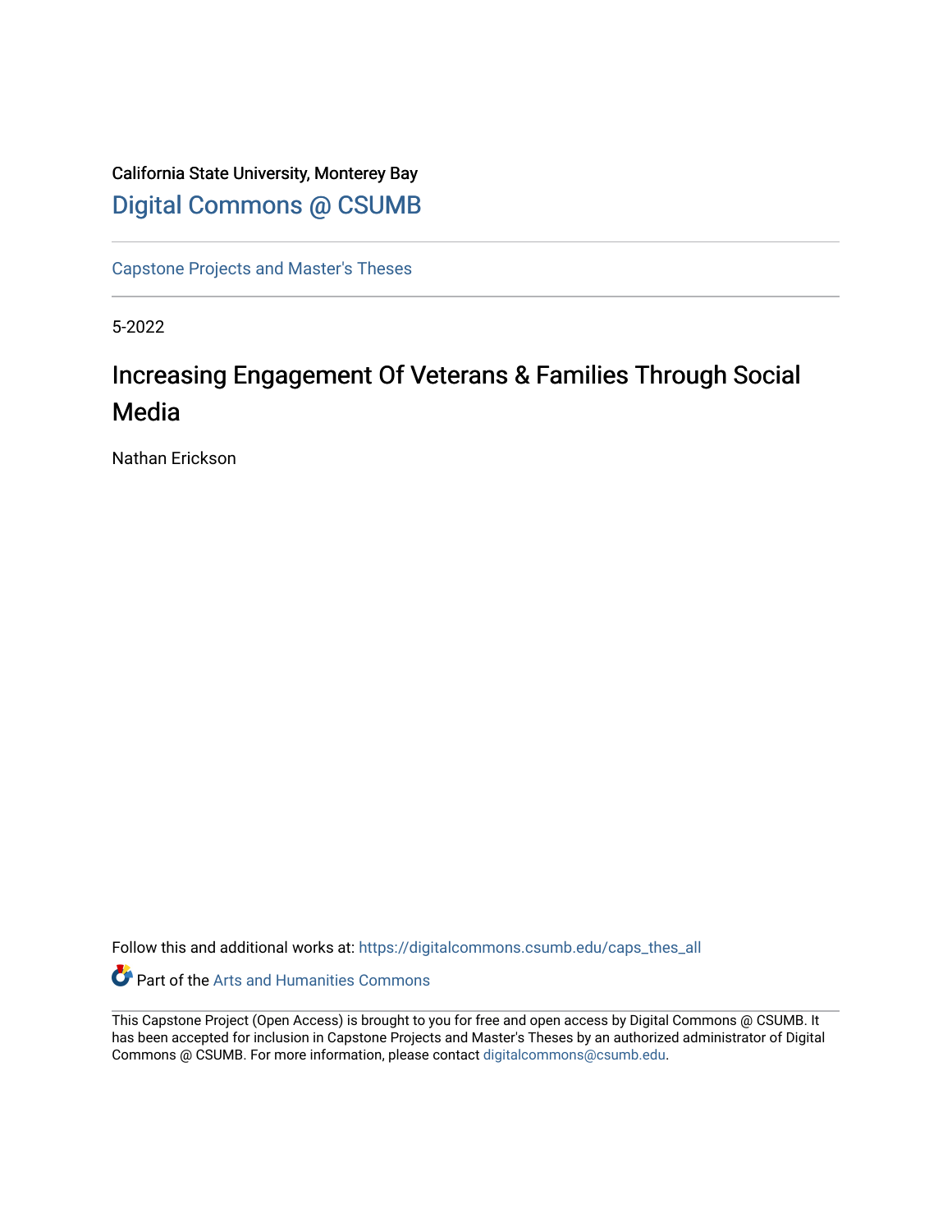California State University, Monterey Bay

Digital Commons @ CSUMB

Capstone Projects and Master's Theses

5-2022

# Increasing Engagement Of Veterans & Families Through Social Media

Nathan Erickson

Follow this and additional works at: https://digitalcommons.csumb.edu/caps_thes_all

Part of the Arts and Humanities Commons

This Capstone Project (Open Access) is brought to you for free and open access by Digital Commons @ CSUMB. It has been accepted for inclusion in Capstone Projects and Master's Theses by an authorized administrator of Digital Commons @ CSUMB. For more information, please contact digitalcommons@csumb.edu.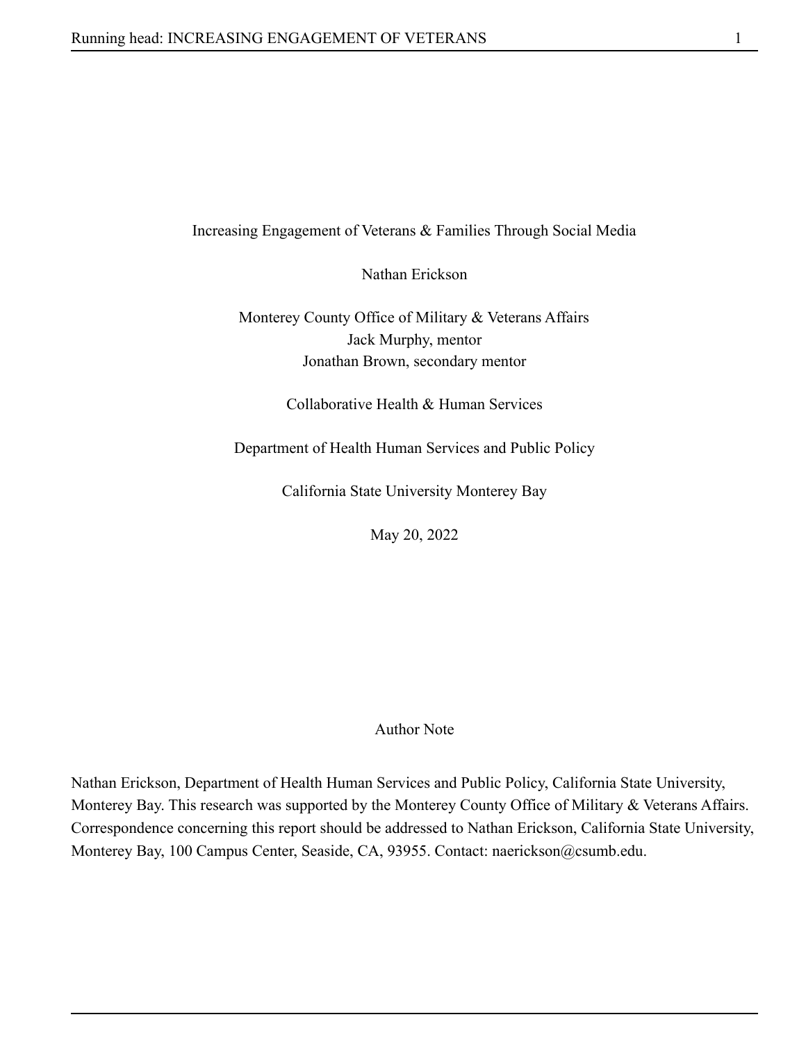Increasing Engagement of Veterans & Families Through Social Media

Nathan Erickson

Monterey County Office of Military & Veterans Affairs
Jack Murphy, mentor
Jonathan Brown, secondary mentor

Collaborative Health & Human Services

Department of Health Human Services and Public Policy

California State University Monterey Bay

May 20, 2022

Author Note

Nathan Erickson, Department of Health Human Services and Public Policy, California State University, Monterey Bay. This research was supported by the Monterey County Office of Military & Veterans Affairs. Correspondence concerning this report should be addressed to Nathan Erickson, California State University, Monterey Bay, 100 Campus Center, Seaside, CA, 93955. Contact: naerickson@csumb.edu.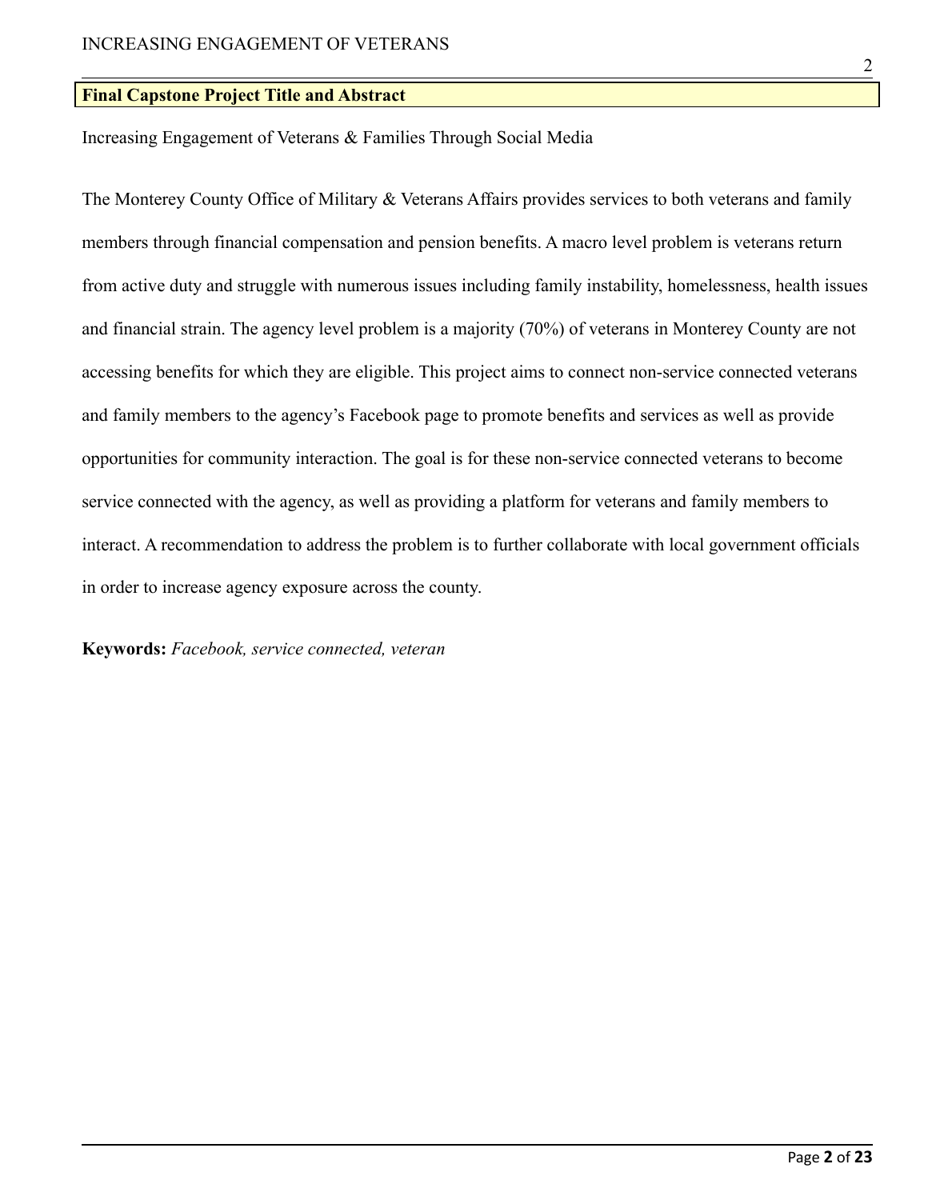## Final Capstone Project Title and Abstract

Increasing Engagement of Veterans & Families Through Social Media

The Monterey County Office of Military & Veterans Affairs provides services to both veterans and family members through financial compensation and pension benefits. A macro level problem is veterans return from active duty and struggle with numerous issues including family instability, homelessness, health issues and financial strain. The agency level problem is a majority (70%) of veterans in Monterey County are not accessing benefits for which they are eligible. This project aims to connect non-service connected veterans and family members to the agency's Facebook page to promote benefits and services as well as provide opportunities for community interaction. The goal is for these non-service connected veterans to become service connected with the agency, as well as providing a platform for veterans and family members to interact. A recommendation to address the problem is to further collaborate with local government officials in order to increase agency exposure across the county.

**Keywords:** *Facebook, service connected, veteran*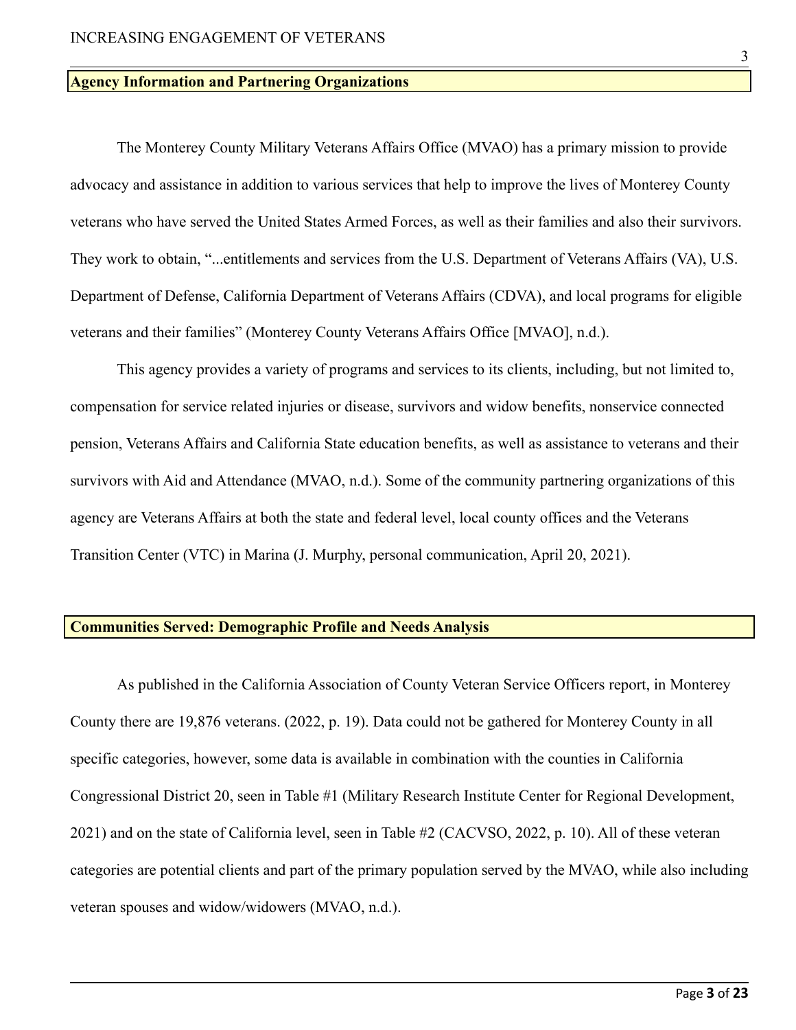## Agency Information and Partnering Organizations

The Monterey County Military Veterans Affairs Office (MVAO) has a primary mission to provide advocacy and assistance in addition to various services that help to improve the lives of Monterey County veterans who have served the United States Armed Forces, as well as their families and also their survivors. They work to obtain, "...entitlements and services from the U.S. Department of Veterans Affairs (VA), U.S. Department of Defense, California Department of Veterans Affairs (CDVA), and local programs for eligible veterans and their families" (Monterey County Veterans Affairs Office [MVAO], n.d.).

This agency provides a variety of programs and services to its clients, including, but not limited to, compensation for service related injuries or disease, survivors and widow benefits, nonservice connected pension, Veterans Affairs and California State education benefits, as well as assistance to veterans and their survivors with Aid and Attendance (MVAO, n.d.). Some of the community partnering organizations of this agency are Veterans Affairs at both the state and federal level, local county offices and the Veterans Transition Center (VTC) in Marina (J. Murphy, personal communication, April 20, 2021).

## Communities Served: Demographic Profile and Needs Analysis

As published in the California Association of County Veteran Service Officers report, in Monterey County there are 19,876 veterans. (2022, p. 19). Data could not be gathered for Monterey County in all specific categories, however, some data is available in combination with the counties in California Congressional District 20, seen in Table #1 (Military Research Institute Center for Regional Development, 2021) and on the state of California level, seen in Table #2 (CACVSO, 2022, p. 10). All of these veteran categories are potential clients and part of the primary population served by the MVAO, while also including veteran spouses and widow/widowers (MVAO, n.d.).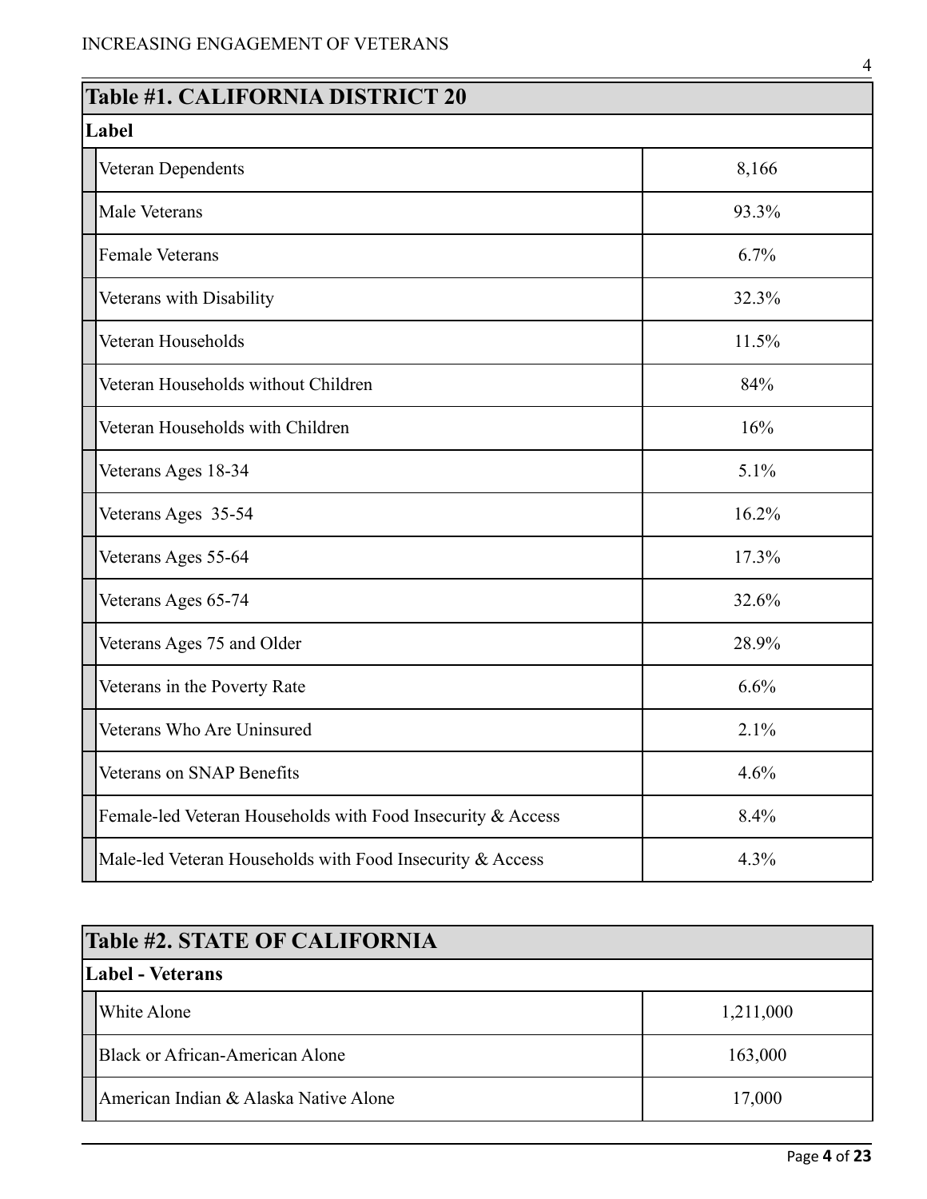| Table #1. CALIFORNIA DISTRICT 20 | |
|---|---|
| **Label** | |
| Veteran Dependents | 8,166 |
| Male Veterans | 93.3% |
| Female Veterans | 6.7% |
| Veterans with Disability | 32.3% |
| Veteran Households | 11.5% |
| Veteran Households without Children | 84% |
| Veteran Households with Children | 16% |
| Veterans Ages 18-34 | 5.1% |
| Veterans Ages 35-54 | 16.2% |
| Veterans Ages 55-64 | 17.3% |
| Veterans Ages 65-74 | 32.6% |
| Veterans Ages 75 and Older | 28.9% |
| Veterans in the Poverty Rate | 6.6% |
| Veterans Who Are Uninsured | 2.1% |
| Veterans on SNAP Benefits | 4.6% |
| Female-led Veteran Households with Food Insecurity & Access | 8.4% |
| Male-led Veteran Households with Food Insecurity & Access | 4.3% |

| Table #2. STATE OF CALIFORNIA | |
|---|---|
| **Label - Veterans** | |
| White Alone | 1,211,000 |
| Black or African-American Alone | 163,000 |
| American Indian & Alaska Native Alone | 17,000 |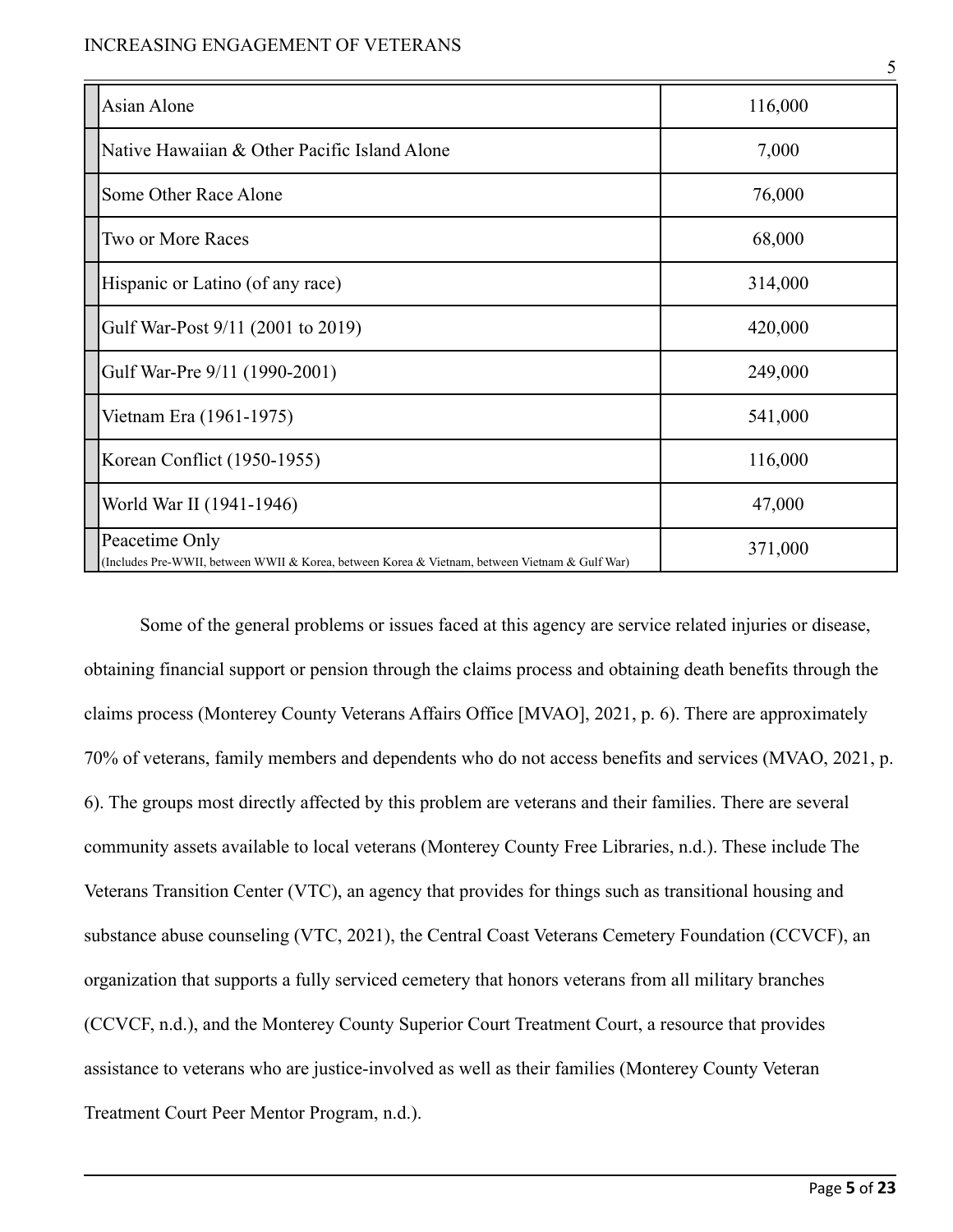| | |
|---|---|
| Asian Alone | 116,000 |
| Native Hawaiian & Other Pacific Island Alone | 7,000 |
| Some Other Race Alone | 76,000 |
| Two or More Races | 68,000 |
| Hispanic or Latino (of any race) | 314,000 |
| Gulf War-Post 9/11 (2001 to 2019) | 420,000 |
| Gulf War-Pre 9/11 (1990-2001) | 249,000 |
| Vietnam Era (1961-1975) | 541,000 |
| Korean Conflict (1950-1955) | 116,000 |
| World War II (1941-1946) | 47,000 |
| Peacetime Only (Includes Pre-WWII, between WWII & Korea, between Korea & Vietnam, between Vietnam & Gulf War) | 371,000 |

Some of the general problems or issues faced at this agency are service related injuries or disease, obtaining financial support or pension through the claims process and obtaining death benefits through the claims process (Monterey County Veterans Affairs Office [MVAO], 2021, p. 6). There are approximately 70% of veterans, family members and dependents who do not access benefits and services (MVAO, 2021, p. 6). The groups most directly affected by this problem are veterans and their families. There are several community assets available to local veterans (Monterey County Free Libraries, n.d.). These include The Veterans Transition Center (VTC), an agency that provides for things such as transitional housing and substance abuse counseling (VTC, 2021), the Central Coast Veterans Cemetery Foundation (CCVCF), an organization that supports a fully serviced cemetery that honors veterans from all military branches (CCVCF, n.d.), and the Monterey County Superior Court Treatment Court, a resource that provides assistance to veterans who are justice-involved as well as their families (Monterey County Veteran Treatment Court Peer Mentor Program, n.d.).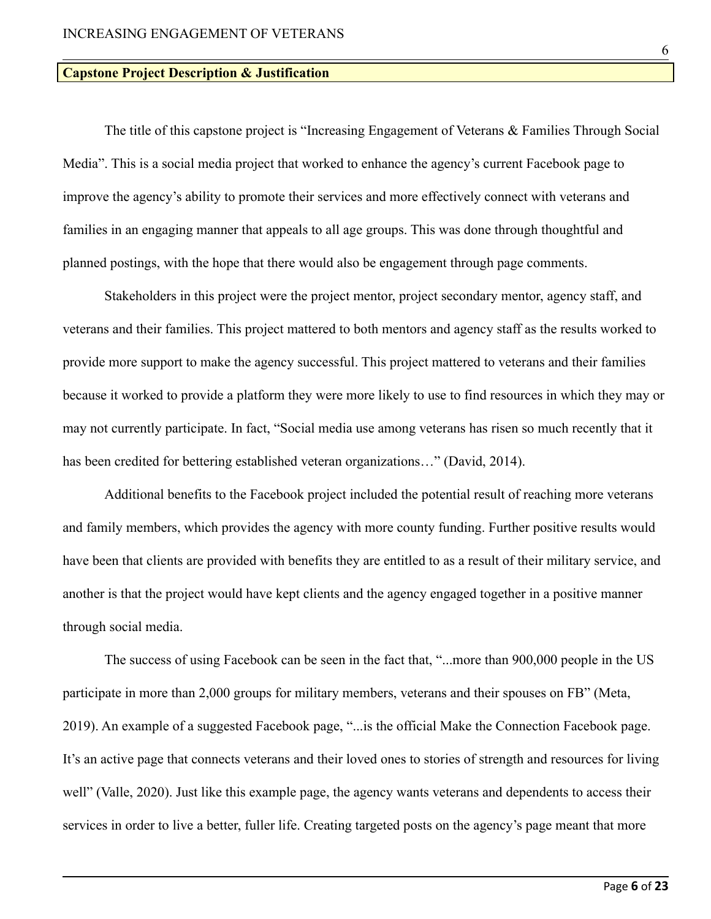**Capstone Project Description & Justification**

The title of this capstone project is “Increasing Engagement of Veterans & Families Through Social Media”. This is a social media project that worked to enhance the agency’s current Facebook page to improve the agency’s ability to promote their services and more effectively connect with veterans and families in an engaging manner that appeals to all age groups. This was done through thoughtful and planned postings, with the hope that there would also be engagement through page comments.

Stakeholders in this project were the project mentor, project secondary mentor, agency staff, and veterans and their families. This project mattered to both mentors and agency staff as the results worked to provide more support to make the agency successful. This project mattered to veterans and their families because it worked to provide a platform they were more likely to use to find resources in which they may or may not currently participate. In fact, “Social media use among veterans has risen so much recently that it has been credited for bettering established veteran organizations…” (David, 2014).

Additional benefits to the Facebook project included the potential result of reaching more veterans and family members, which provides the agency with more county funding. Further positive results would have been that clients are provided with benefits they are entitled to as a result of their military service, and another is that the project would have kept clients and the agency engaged together in a positive manner through social media.

The success of using Facebook can be seen in the fact that, “...more than 900,000 people in the US participate in more than 2,000 groups for military members, veterans and their spouses on FB” (Meta, 2019). An example of a suggested Facebook page, “...is the official Make the Connection Facebook page. It’s an active page that connects veterans and their loved ones to stories of strength and resources for living well” (Valle, 2020). Just like this example page, the agency wants veterans and dependents to access their services in order to live a better, fuller life. Creating targeted posts on the agency’s page meant that more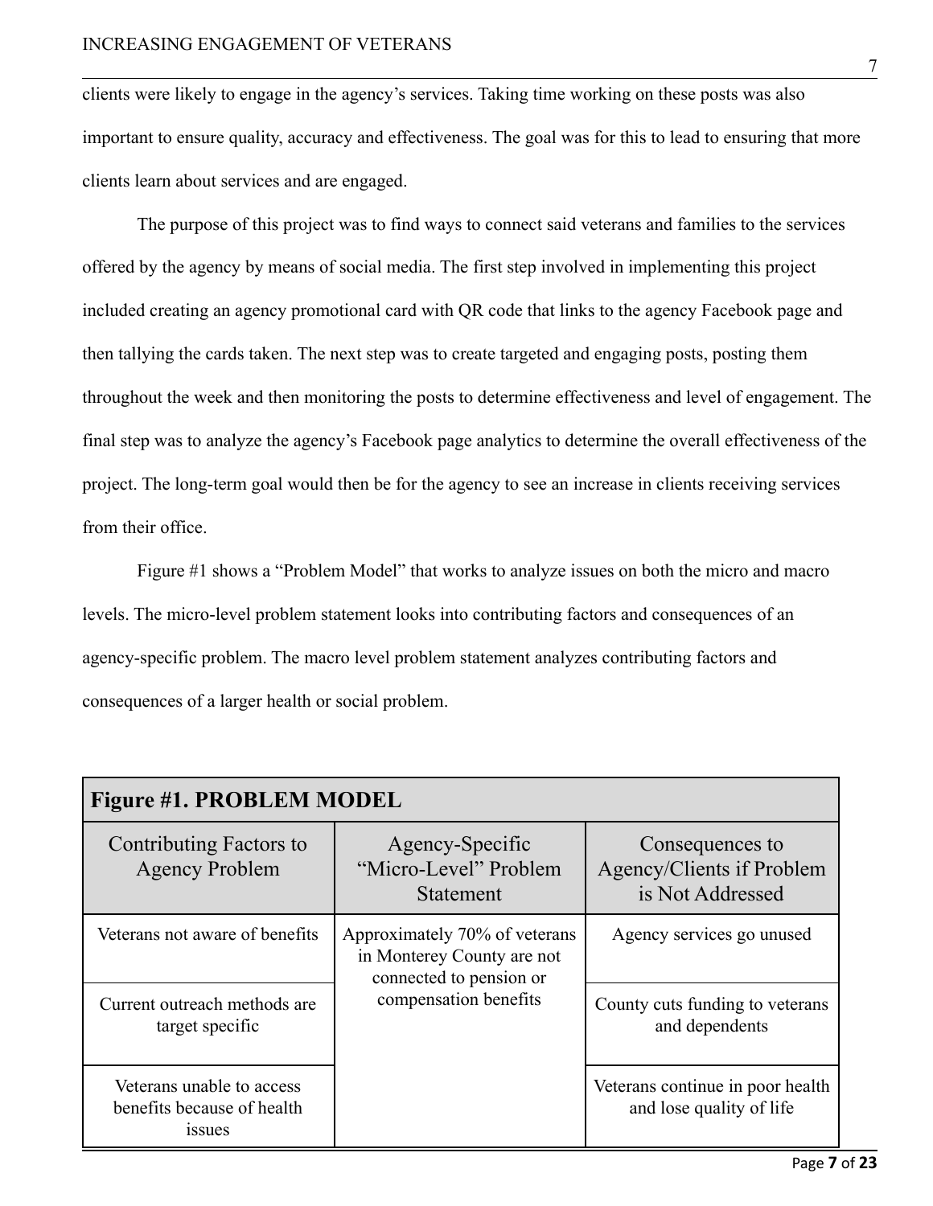clients were likely to engage in the agency's services. Taking time working on these posts was also important to ensure quality, accuracy and effectiveness. The goal was for this to lead to ensuring that more clients learn about services and are engaged.

The purpose of this project was to find ways to connect said veterans and families to the services offered by the agency by means of social media. The first step involved in implementing this project included creating an agency promotional card with QR code that links to the agency Facebook page and then tallying the cards taken. The next step was to create targeted and engaging posts, posting them throughout the week and then monitoring the posts to determine effectiveness and level of engagement. The final step was to analyze the agency's Facebook page analytics to determine the overall effectiveness of the project. The long-term goal would then be for the agency to see an increase in clients receiving services from their office.

Figure #1 shows a "Problem Model" that works to analyze issues on both the micro and macro levels. The micro-level problem statement looks into contributing factors and consequences of an agency-specific problem. The macro level problem statement analyzes contributing factors and consequences of a larger health or social problem.

**Figure #1. PROBLEM MODEL**

| Contributing Factors to Agency Problem | Agency-Specific "Micro-Level" Problem Statement | Consequences to Agency/Clients if Problem is Not Addressed |
|---|---|---|
| Veterans not aware of benefits | Approximately 70% of veterans in Monterey County are not connected to pension or compensation benefits | Agency services go unused |
| Current outreach methods are target specific | | County cuts funding to veterans and dependents |
| Veterans unable to access benefits because of health issues | | Veterans continue in poor health and lose quality of life |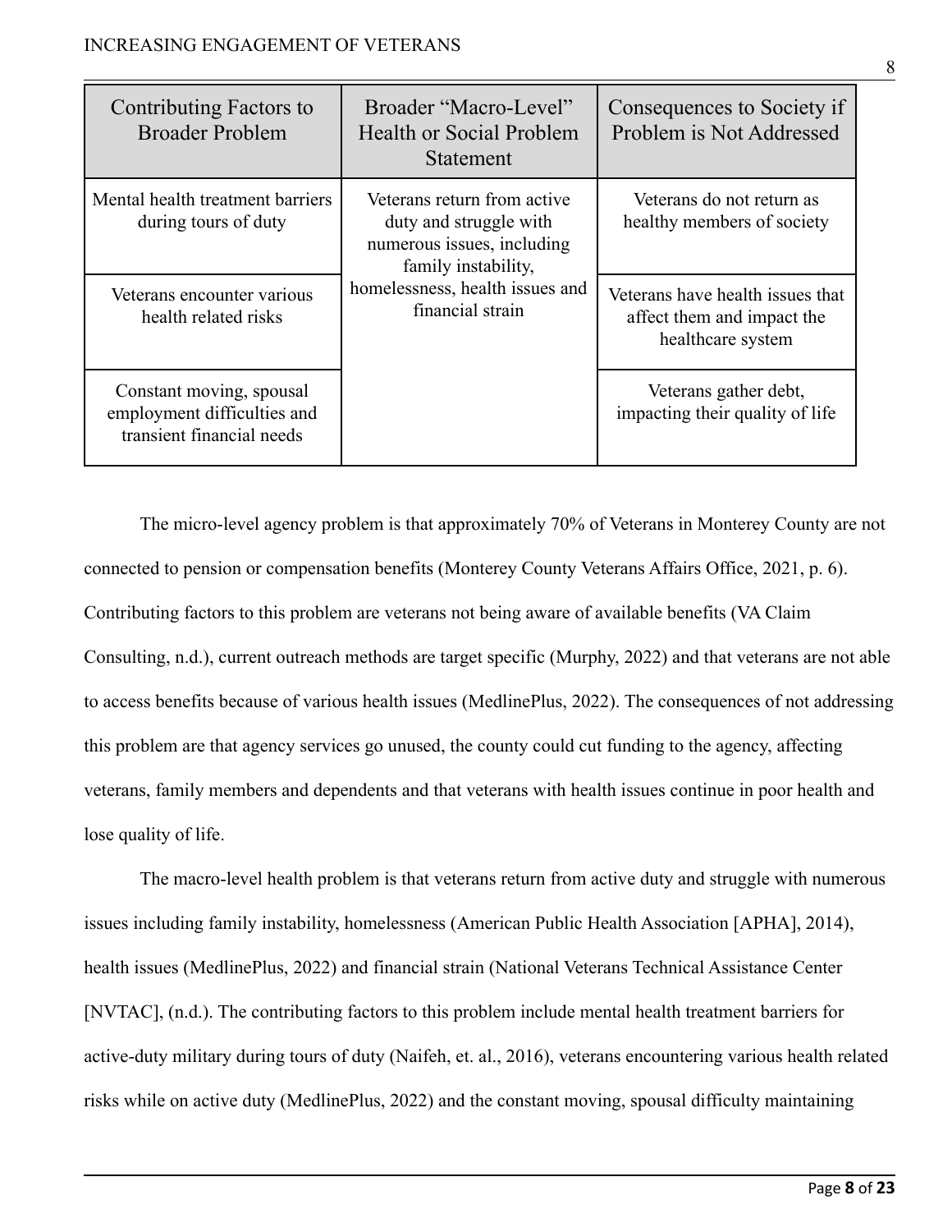| Contributing Factors to Broader Problem | Broader "Macro-Level" Health or Social Problem Statement | Consequences to Society if Problem is Not Addressed |
|---|---|---|
| Mental health treatment barriers during tours of duty | Veterans return from active duty and struggle with numerous issues, including family instability, homelessness, health issues and financial strain | Veterans do not return as healthy members of society |
| Veterans encounter various health related risks | | Veterans have health issues that affect them and impact the healthcare system |
| Constant moving, spousal employment difficulties and transient financial needs | | Veterans gather debt, impacting their quality of life |

The micro-level agency problem is that approximately 70% of Veterans in Monterey County are not connected to pension or compensation benefits (Monterey County Veterans Affairs Office, 2021, p. 6). Contributing factors to this problem are veterans not being aware of available benefits (VA Claim Consulting, n.d.), current outreach methods are target specific (Murphy, 2022) and that veterans are not able to access benefits because of various health issues (MedlinePlus, 2022). The consequences of not addressing this problem are that agency services go unused, the county could cut funding to the agency, affecting veterans, family members and dependents and that veterans with health issues continue in poor health and lose quality of life.

The macro-level health problem is that veterans return from active duty and struggle with numerous issues including family instability, homelessness (American Public Health Association [APHA], 2014), health issues (MedlinePlus, 2022) and financial strain (National Veterans Technical Assistance Center [NVTAC], (n.d.). The contributing factors to this problem include mental health treatment barriers for active-duty military during tours of duty (Naifeh, et. al., 2016), veterans encountering various health related risks while on active duty (MedlinePlus, 2022) and the constant moving, spousal difficulty maintaining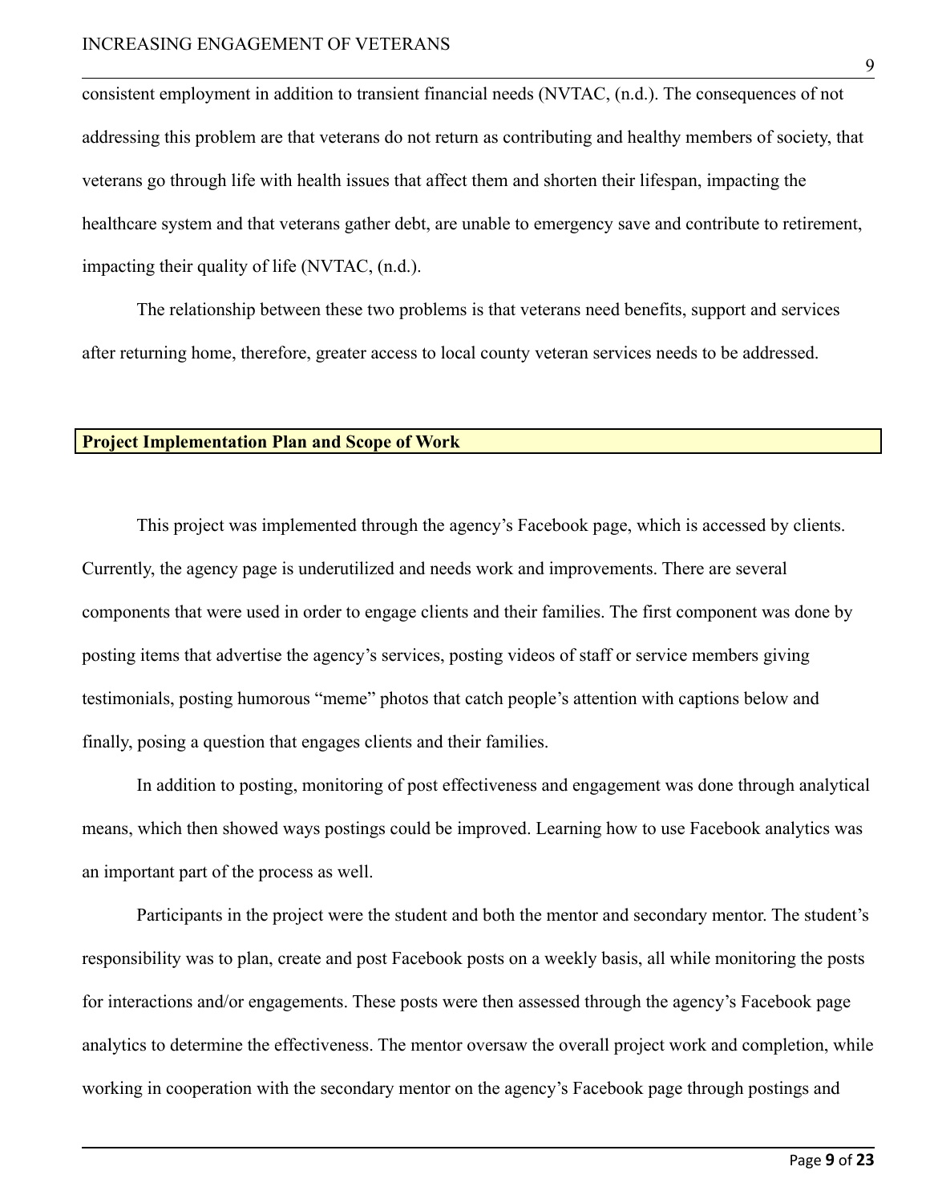consistent employment in addition to transient financial needs (NVTAC, (n.d.). The consequences of not addressing this problem are that veterans do not return as contributing and healthy members of society, that veterans go through life with health issues that affect them and shorten their lifespan, impacting the healthcare system and that veterans gather debt, are unable to emergency save and contribute to retirement, impacting their quality of life (NVTAC, (n.d.).

The relationship between these two problems is that veterans need benefits, support and services after returning home, therefore, greater access to local county veteran services needs to be addressed.

## Project Implementation Plan and Scope of Work

This project was implemented through the agency's Facebook page, which is accessed by clients. Currently, the agency page is underutilized and needs work and improvements. There are several components that were used in order to engage clients and their families. The first component was done by posting items that advertise the agency's services, posting videos of staff or service members giving testimonials, posting humorous "meme" photos that catch people's attention with captions below and finally, posing a question that engages clients and their families.

In addition to posting, monitoring of post effectiveness and engagement was done through analytical means, which then showed ways postings could be improved. Learning how to use Facebook analytics was an important part of the process as well.

Participants in the project were the student and both the mentor and secondary mentor. The student's responsibility was to plan, create and post Facebook posts on a weekly basis, all while monitoring the posts for interactions and/or engagements. These posts were then assessed through the agency's Facebook page analytics to determine the effectiveness. The mentor oversaw the overall project work and completion, while working in cooperation with the secondary mentor on the agency's Facebook page through postings and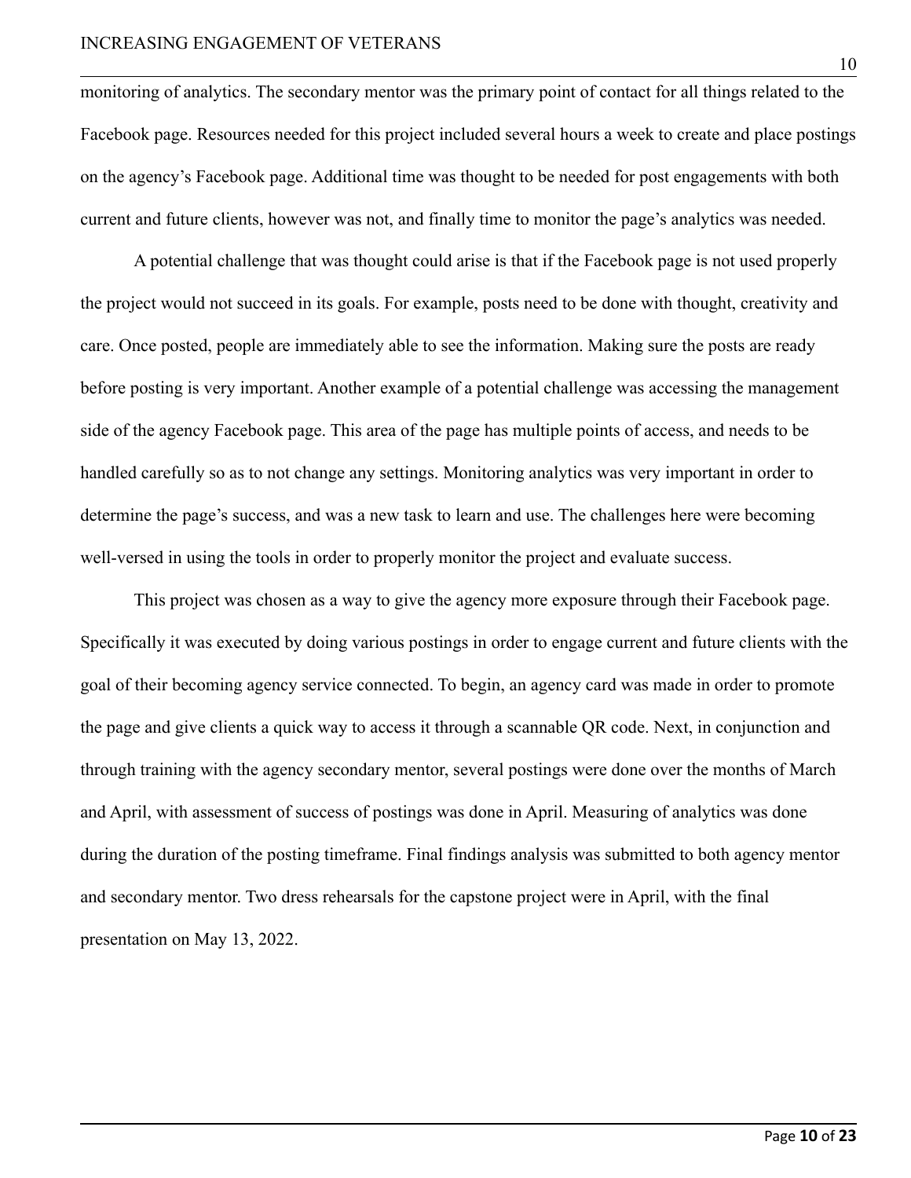monitoring of analytics. The secondary mentor was the primary point of contact for all things related to the Facebook page. Resources needed for this project included several hours a week to create and place postings on the agency's Facebook page. Additional time was thought to be needed for post engagements with both current and future clients, however was not, and finally time to monitor the page's analytics was needed.

A potential challenge that was thought could arise is that if the Facebook page is not used properly the project would not succeed in its goals. For example, posts need to be done with thought, creativity and care. Once posted, people are immediately able to see the information. Making sure the posts are ready before posting is very important. Another example of a potential challenge was accessing the management side of the agency Facebook page. This area of the page has multiple points of access, and needs to be handled carefully so as to not change any settings. Monitoring analytics was very important in order to determine the page's success, and was a new task to learn and use. The challenges here were becoming well-versed in using the tools in order to properly monitor the project and evaluate success.

This project was chosen as a way to give the agency more exposure through their Facebook page. Specifically it was executed by doing various postings in order to engage current and future clients with the goal of their becoming agency service connected. To begin, an agency card was made in order to promote the page and give clients a quick way to access it through a scannable QR code. Next, in conjunction and through training with the agency secondary mentor, several postings were done over the months of March and April, with assessment of success of postings was done in April. Measuring of analytics was done during the duration of the posting timeframe. Final findings analysis was submitted to both agency mentor and secondary mentor. Two dress rehearsals for the capstone project were in April, with the final presentation on May 13, 2022.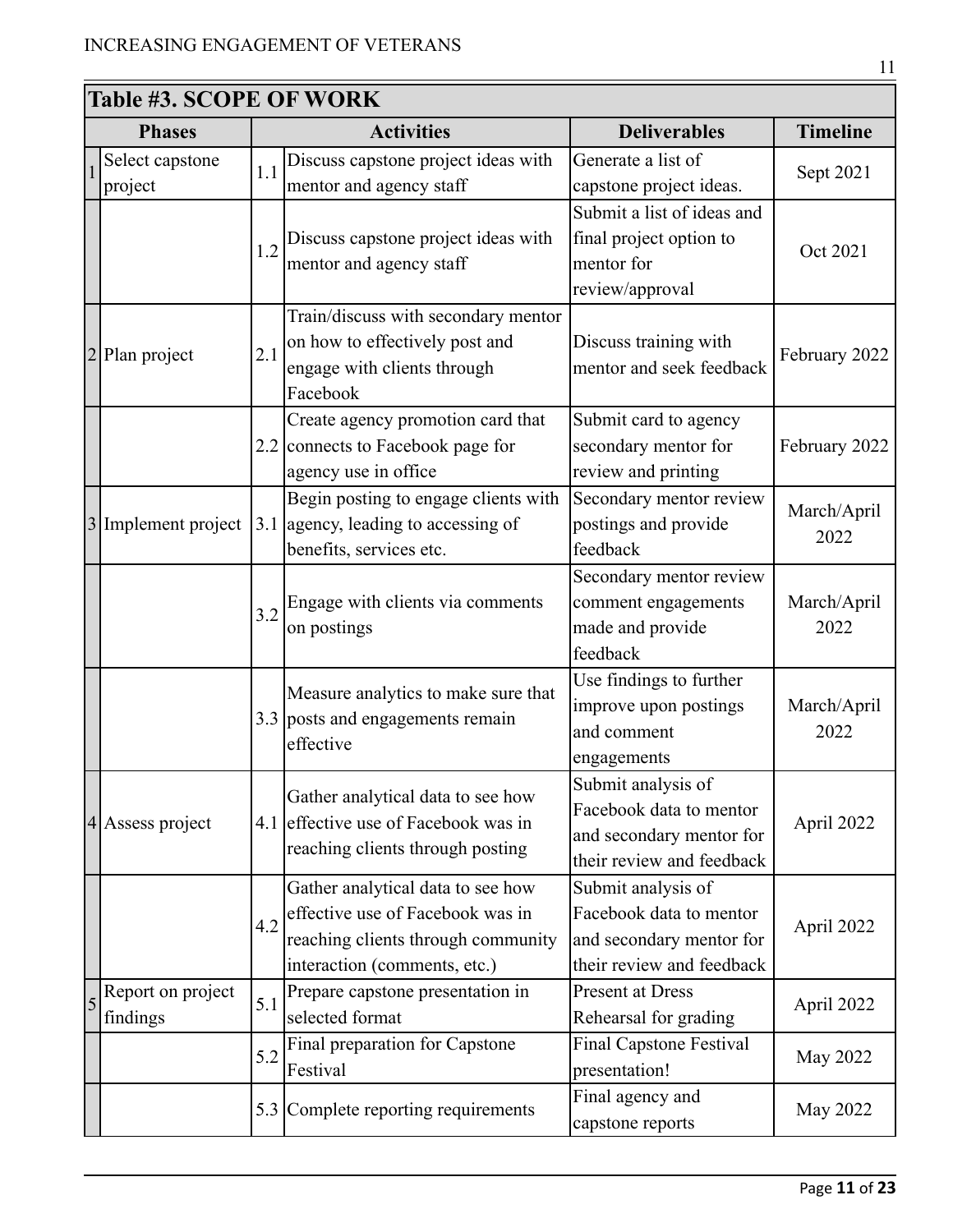**Table #3. SCOPE OF WORK**

| | Phases | | Activities | Deliverables | Timeline |
|---|---|---|---|---|---|
| 1 | Select capstone project | 1.1 | Discuss capstone project ideas with mentor and agency staff | Generate a list of capstone project ideas. | Sept 2021 |
| | | 1.2 | Discuss capstone project ideas with mentor and agency staff | Submit a list of ideas and final project option to mentor for review/approval | Oct 2021 |
| 2 | Plan project | 2.1 | Train/discuss with secondary mentor on how to effectively post and engage with clients through Facebook | Discuss training with mentor and seek feedback | February 2022 |
| | | 2.2 | Create agency promotion card that connects to Facebook page for agency use in office | Submit card to agency secondary mentor for review and printing | February 2022 |
| 3 | Implement project | 3.1 | Begin posting to engage clients with agency, leading to accessing of benefits, services etc. | Secondary mentor review postings and provide feedback | March/April 2022 |
| | | 3.2 | Engage with clients via comments on postings | Secondary mentor review comment engagements made and provide feedback | March/April 2022 |
| | | 3.3 | Measure analytics to make sure that posts and engagements remain effective | Use findings to further improve upon postings and comment engagements | March/April 2022 |
| 4 | Assess project | 4.1 | Gather analytical data to see how effective use of Facebook was in reaching clients through posting | Submit analysis of Facebook data to mentor and secondary mentor for their review and feedback | April 2022 |
| | | 4.2 | Gather analytical data to see how effective use of Facebook was in reaching clients through community interaction (comments, etc.) | Submit analysis of Facebook data to mentor and secondary mentor for their review and feedback | April 2022 |
| 5 | Report on project findings | 5.1 | Prepare capstone presentation in selected format | Present at Dress Rehearsal for grading | April 2022 |
| | | 5.2 | Final preparation for Capstone Festival | Final Capstone Festival presentation! | May 2022 |
| | | 5.3 | Complete reporting requirements | Final agency and capstone reports | May 2022 |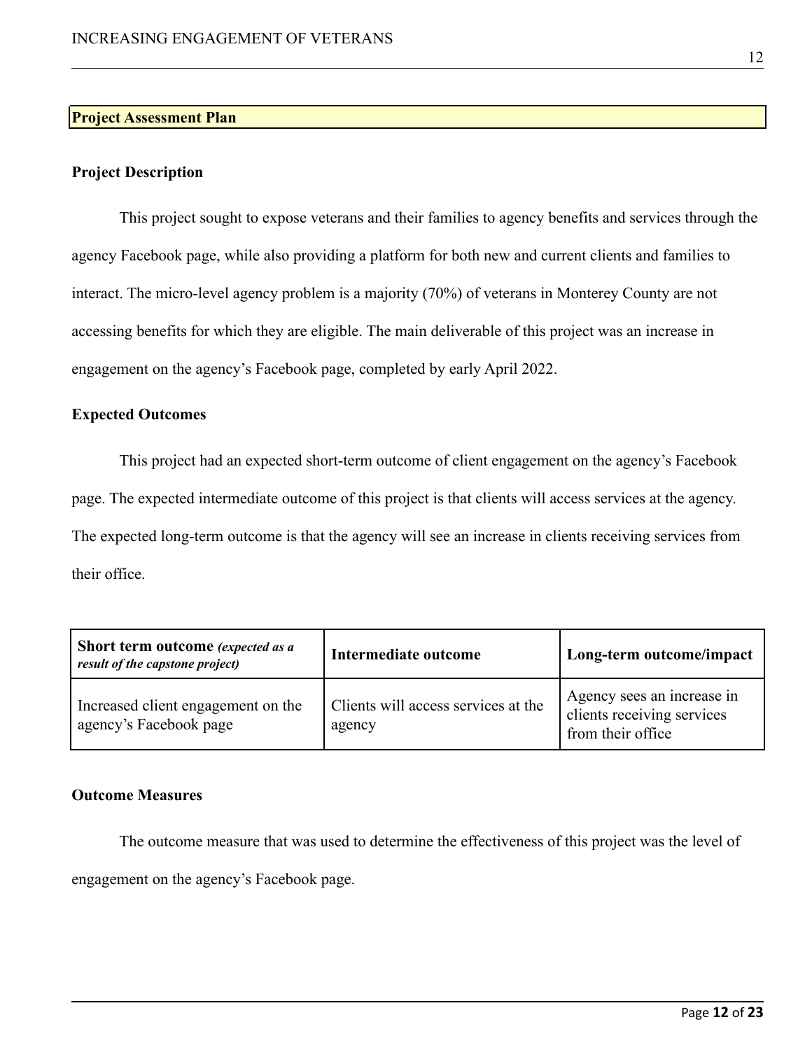## Project Assessment Plan

### Project Description

This project sought to expose veterans and their families to agency benefits and services through the agency Facebook page, while also providing a platform for both new and current clients and families to interact. The micro-level agency problem is a majority (70%) of veterans in Monterey County are not accessing benefits for which they are eligible. The main deliverable of this project was an increase in engagement on the agency's Facebook page, completed by early April 2022.

### Expected Outcomes

This project had an expected short-term outcome of client engagement on the agency's Facebook page. The expected intermediate outcome of this project is that clients will access services at the agency. The expected long-term outcome is that the agency will see an increase in clients receiving services from their office.

| **Short term outcome** ***(expected as a result of the capstone project)*** | **Intermediate outcome** | **Long-term outcome/impact** |
| --- | --- | --- |
| Increased client engagement on the agency's Facebook page | Clients will access services at the agency | Agency sees an increase in clients receiving services from their office |

### Outcome Measures

The outcome measure that was used to determine the effectiveness of this project was the level of engagement on the agency's Facebook page.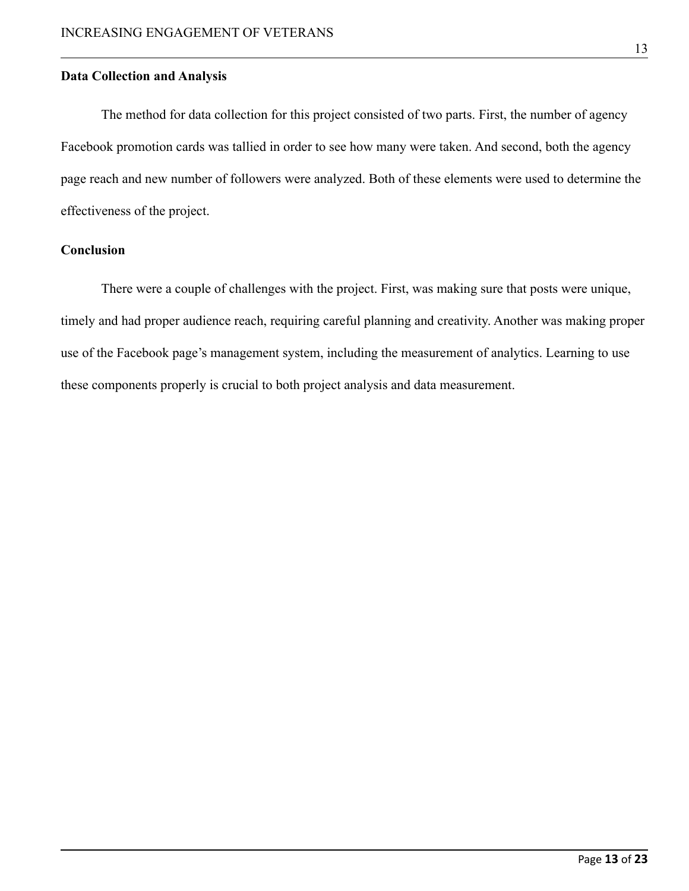**Data Collection and Analysis**

The method for data collection for this project consisted of two parts. First, the number of agency Facebook promotion cards was tallied in order to see how many were taken. And second, both the agency page reach and new number of followers were analyzed. Both of these elements were used to determine the effectiveness of the project.

**Conclusion**

There were a couple of challenges with the project. First, was making sure that posts were unique, timely and had proper audience reach, requiring careful planning and creativity. Another was making proper use of the Facebook page's management system, including the measurement of analytics. Learning to use these components properly is crucial to both project analysis and data measurement.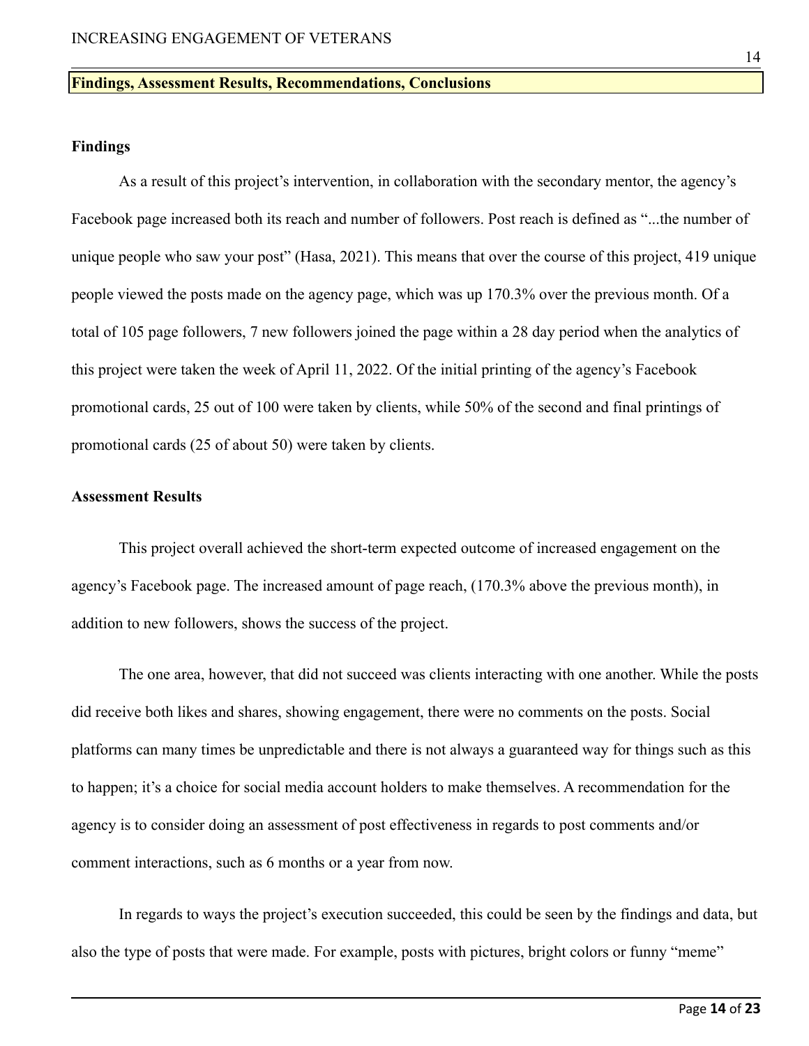## Findings, Assessment Results, Recommendations, Conclusions

### Findings

As a result of this project's intervention, in collaboration with the secondary mentor, the agency's Facebook page increased both its reach and number of followers. Post reach is defined as "...the number of unique people who saw your post" (Hasa, 2021). This means that over the course of this project, 419 unique people viewed the posts made on the agency page, which was up 170.3% over the previous month. Of a total of 105 page followers, 7 new followers joined the page within a 28 day period when the analytics of this project were taken the week of April 11, 2022. Of the initial printing of the agency's Facebook promotional cards, 25 out of 100 were taken by clients, while 50% of the second and final printings of promotional cards (25 of about 50) were taken by clients.

### Assessment Results

This project overall achieved the short-term expected outcome of increased engagement on the agency's Facebook page. The increased amount of page reach, (170.3% above the previous month), in addition to new followers, shows the success of the project.

The one area, however, that did not succeed was clients interacting with one another. While the posts did receive both likes and shares, showing engagement, there were no comments on the posts. Social platforms can many times be unpredictable and there is not always a guaranteed way for things such as this to happen; it's a choice for social media account holders to make themselves. A recommendation for the agency is to consider doing an assessment of post effectiveness in regards to post comments and/or comment interactions, such as 6 months or a year from now.

In regards to ways the project's execution succeeded, this could be seen by the findings and data, but also the type of posts that were made. For example, posts with pictures, bright colors or funny "meme"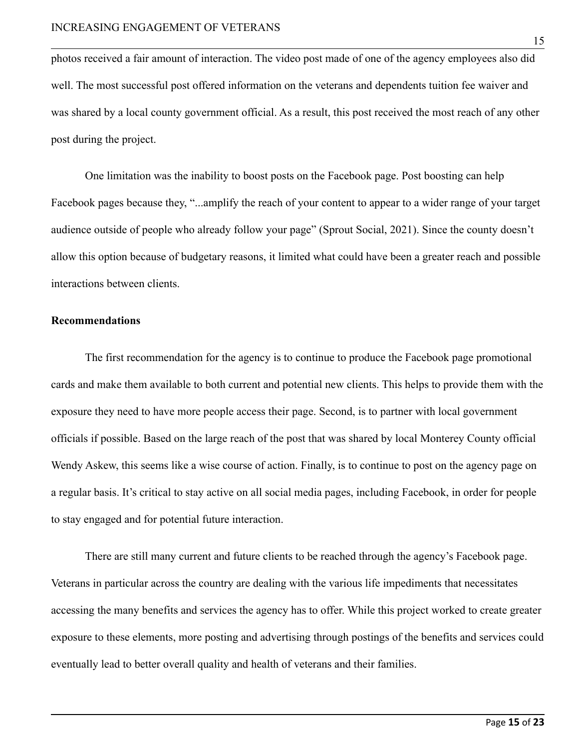photos received a fair amount of interaction. The video post made of one of the agency employees also did well. The most successful post offered information on the veterans and dependents tuition fee waiver and was shared by a local county government official. As a result, this post received the most reach of any other post during the project.

One limitation was the inability to boost posts on the Facebook page. Post boosting can help Facebook pages because they, "...amplify the reach of your content to appear to a wider range of your target audience outside of people who already follow your page" (Sprout Social, 2021). Since the county doesn't allow this option because of budgetary reasons, it limited what could have been a greater reach and possible interactions between clients.

**Recommendations**

The first recommendation for the agency is to continue to produce the Facebook page promotional cards and make them available to both current and potential new clients. This helps to provide them with the exposure they need to have more people access their page. Second, is to partner with local government officials if possible. Based on the large reach of the post that was shared by local Monterey County official Wendy Askew, this seems like a wise course of action. Finally, is to continue to post on the agency page on a regular basis. It's critical to stay active on all social media pages, including Facebook, in order for people to stay engaged and for potential future interaction.

There are still many current and future clients to be reached through the agency's Facebook page. Veterans in particular across the country are dealing with the various life impediments that necessitates accessing the many benefits and services the agency has to offer. While this project worked to create greater exposure to these elements, more posting and advertising through postings of the benefits and services could eventually lead to better overall quality and health of veterans and their families.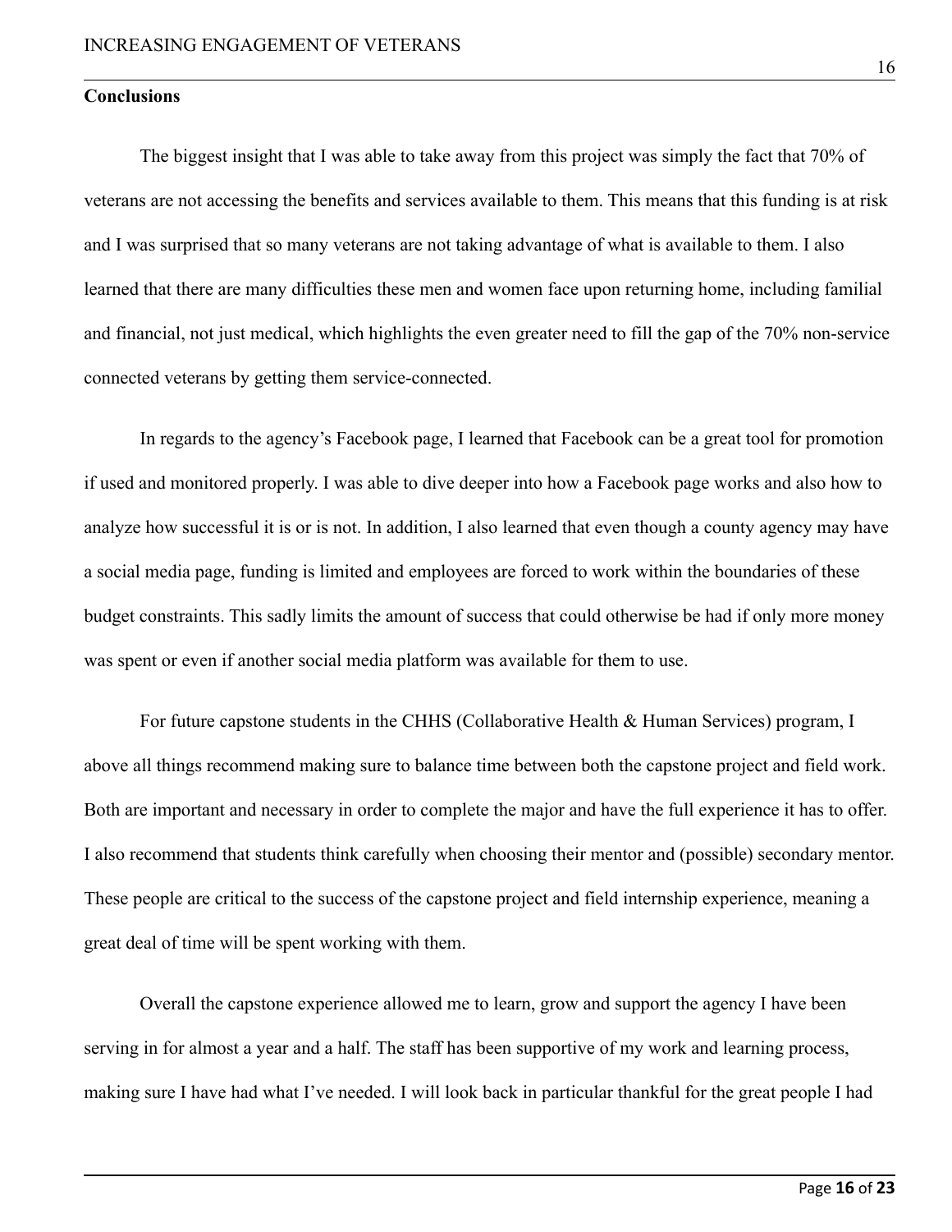**Conclusions**

The biggest insight that I was able to take away from this project was simply the fact that 70% of veterans are not accessing the benefits and services available to them. This means that this funding is at risk and I was surprised that so many veterans are not taking advantage of what is available to them. I also learned that there are many difficulties these men and women face upon returning home, including familial and financial, not just medical, which highlights the even greater need to fill the gap of the 70% non-service connected veterans by getting them service-connected.

In regards to the agency's Facebook page, I learned that Facebook can be a great tool for promotion if used and monitored properly. I was able to dive deeper into how a Facebook page works and also how to analyze how successful it is or is not. In addition, I also learned that even though a county agency may have a social media page, funding is limited and employees are forced to work within the boundaries of these budget constraints. This sadly limits the amount of success that could otherwise be had if only more money was spent or even if another social media platform was available for them to use.

For future capstone students in the CHHS (Collaborative Health & Human Services) program, I above all things recommend making sure to balance time between both the capstone project and field work. Both are important and necessary in order to complete the major and have the full experience it has to offer. I also recommend that students think carefully when choosing their mentor and (possible) secondary mentor. These people are critical to the success of the capstone project and field internship experience, meaning a great deal of time will be spent working with them.

Overall the capstone experience allowed me to learn, grow and support the agency I have been serving in for almost a year and a half. The staff has been supportive of my work and learning process, making sure I have had what I've needed. I will look back in particular thankful for the great people I had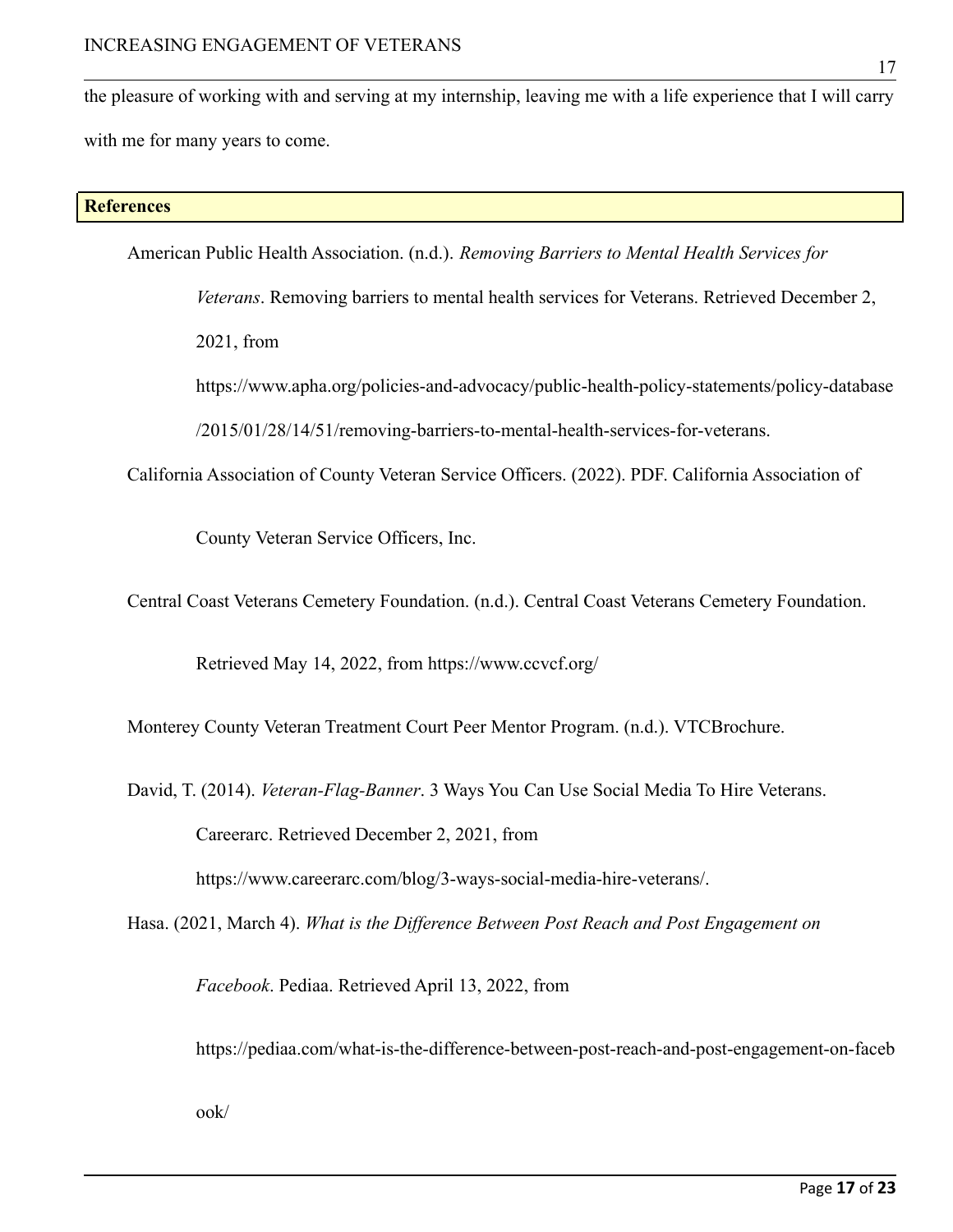the pleasure of working with and serving at my internship, leaving me with a life experience that I will carry with me for many years to come.

## References

American Public Health Association. (n.d.). *Removing Barriers to Mental Health Services for Veterans*. Removing barriers to mental health services for Veterans. Retrieved December 2, 2021, from https://www.apha.org/policies-and-advocacy/public-health-policy-statements/policy-database/2015/01/28/14/51/removing-barriers-to-mental-health-services-for-veterans.

California Association of County Veteran Service Officers. (2022). PDF. California Association of County Veteran Service Officers, Inc.

Central Coast Veterans Cemetery Foundation. (n.d.). Central Coast Veterans Cemetery Foundation. Retrieved May 14, 2022, from https://www.ccvcf.org/

Monterey County Veteran Treatment Court Peer Mentor Program. (n.d.). VTCBrochure.

David, T. (2014). *Veteran-Flag-Banner*. 3 Ways You Can Use Social Media To Hire Veterans. Careerarc. Retrieved December 2, 2021, from https://www.careerarc.com/blog/3-ways-social-media-hire-veterans/.

Hasa. (2021, March 4). *What is the Difference Between Post Reach and Post Engagement on Facebook*. Pediaa. Retrieved April 13, 2022, from https://pediaa.com/what-is-the-difference-between-post-reach-and-post-engagement-on-facebook/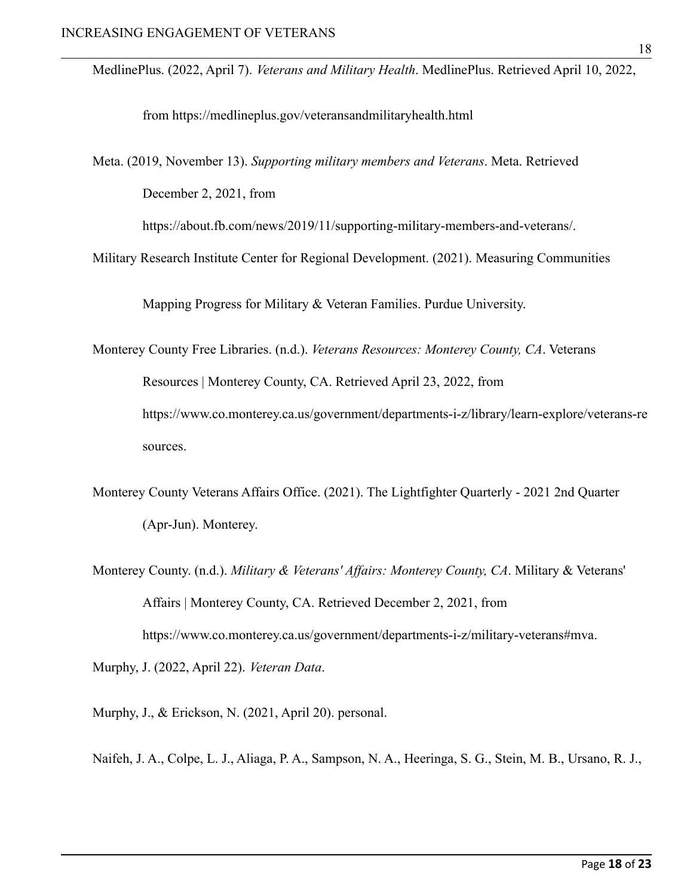MedlinePlus. (2022, April 7). *Veterans and Military Health*. MedlinePlus. Retrieved April 10, 2022, from https://medlineplus.gov/veteransandmilitaryhealth.html

Meta. (2019, November 13). *Supporting military members and Veterans*. Meta. Retrieved December 2, 2021, from https://about.fb.com/news/2019/11/supporting-military-members-and-veterans/.

Military Research Institute Center for Regional Development. (2021). Measuring Communities Mapping Progress for Military & Veteran Families. Purdue University.

Monterey County Free Libraries. (n.d.). *Veterans Resources: Monterey County, CA*. Veterans Resources | Monterey County, CA. Retrieved April 23, 2022, from https://www.co.monterey.ca.us/government/departments-i-z/library/learn-explore/veterans-resources.

Monterey County Veterans Affairs Office. (2021). The Lightfighter Quarterly - 2021 2nd Quarter (Apr-Jun). Monterey.

Monterey County. (n.d.). *Military & Veterans' Affairs: Monterey County, CA*. Military & Veterans' Affairs | Monterey County, CA. Retrieved December 2, 2021, from https://www.co.monterey.ca.us/government/departments-i-z/military-veterans#mva.

Murphy, J. (2022, April 22). *Veteran Data*.

Murphy, J., & Erickson, N. (2021, April 20). personal.

Naifeh, J. A., Colpe, L. J., Aliaga, P. A., Sampson, N. A., Heeringa, S. G., Stein, M. B., Ursano, R. J.,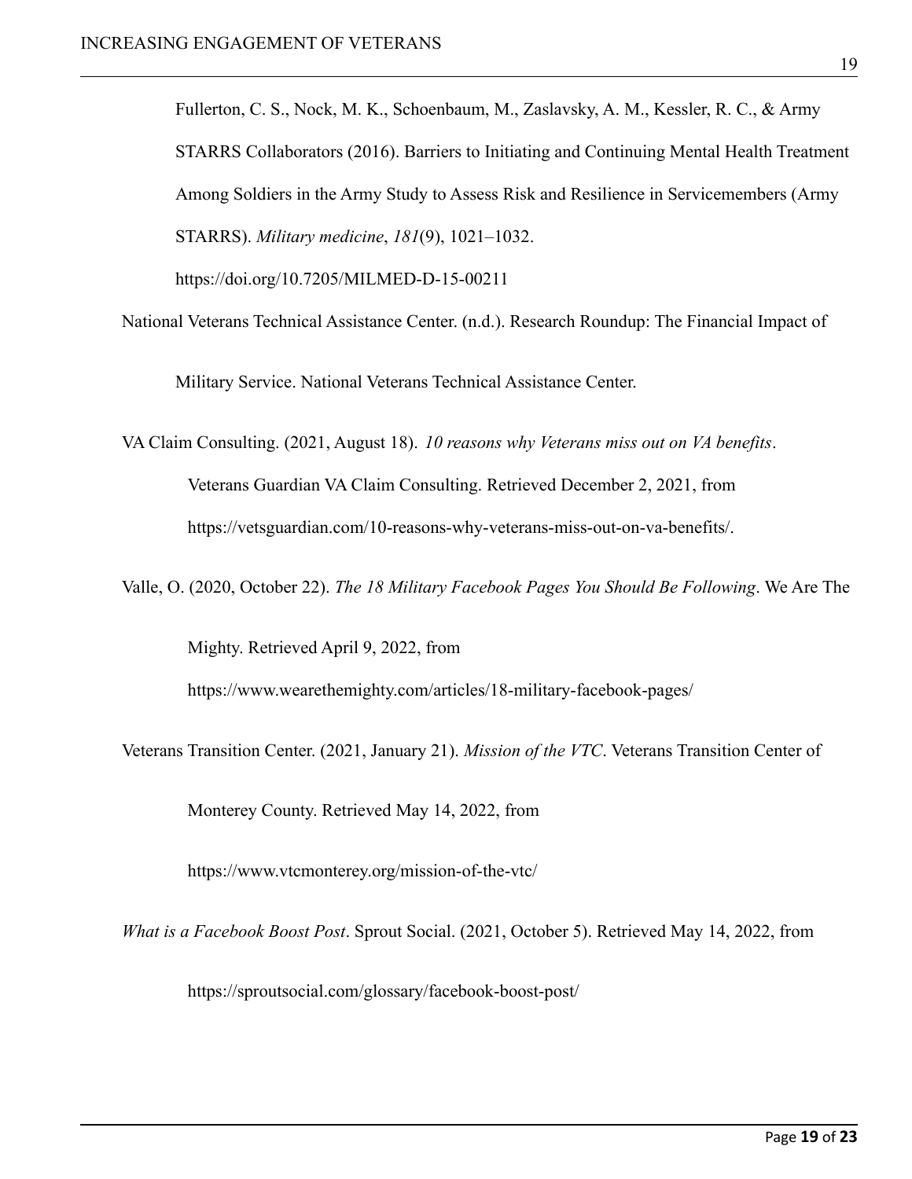Fullerton, C. S., Nock, M. K., Schoenbaum, M., Zaslavsky, A. M., Kessler, R. C., & Army STARRS Collaborators (2016). Barriers to Initiating and Continuing Mental Health Treatment Among Soldiers in the Army Study to Assess Risk and Resilience in Servicemembers (Army STARRS). *Military medicine*, *181*(9), 1021–1032. https://doi.org/10.7205/MILMED-D-15-00211

National Veterans Technical Assistance Center. (n.d.). Research Roundup: The Financial Impact of Military Service. National Veterans Technical Assistance Center.

VA Claim Consulting. (2021, August 18). *10 reasons why Veterans miss out on VA benefits*. Veterans Guardian VA Claim Consulting. Retrieved December 2, 2021, from https://vetsguardian.com/10-reasons-why-veterans-miss-out-on-va-benefits/.

Valle, O. (2020, October 22). *The 18 Military Facebook Pages You Should Be Following*. We Are The Mighty. Retrieved April 9, 2022, from https://www.wearethemighty.com/articles/18-military-facebook-pages/

Veterans Transition Center. (2021, January 21). *Mission of the VTC*. Veterans Transition Center of Monterey County. Retrieved May 14, 2022, from https://www.vtcmonterey.org/mission-of-the-vtc/

*What is a Facebook Boost Post*. Sprout Social. (2021, October 5). Retrieved May 14, 2022, from https://sproutsocial.com/glossary/facebook-boost-post/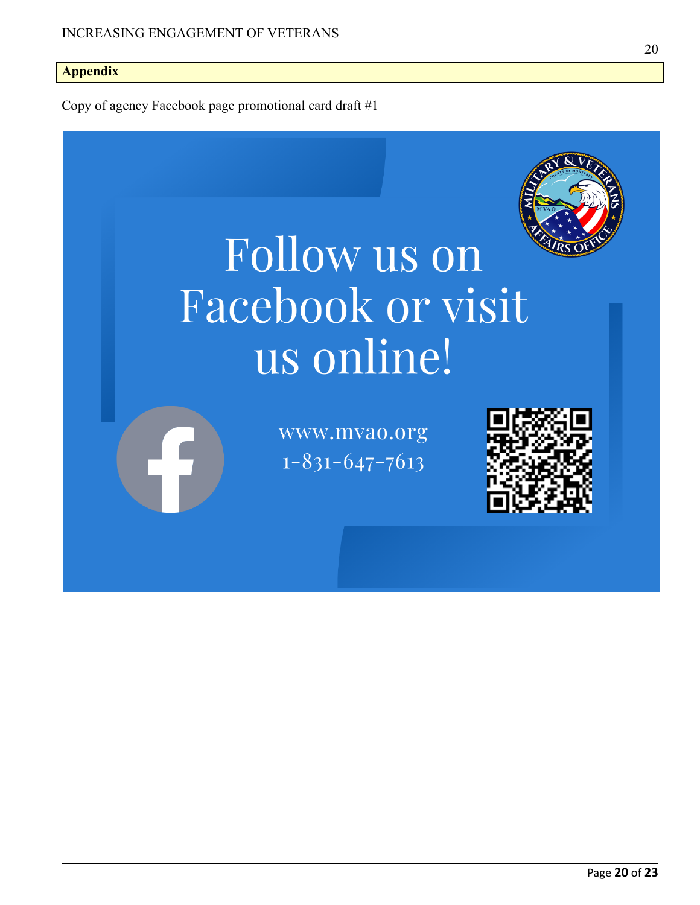## Appendix

Copy of agency Facebook page promotional card draft #1

Follow us on Facebook or visit us online!

www.mvao.org
1-831-647-7613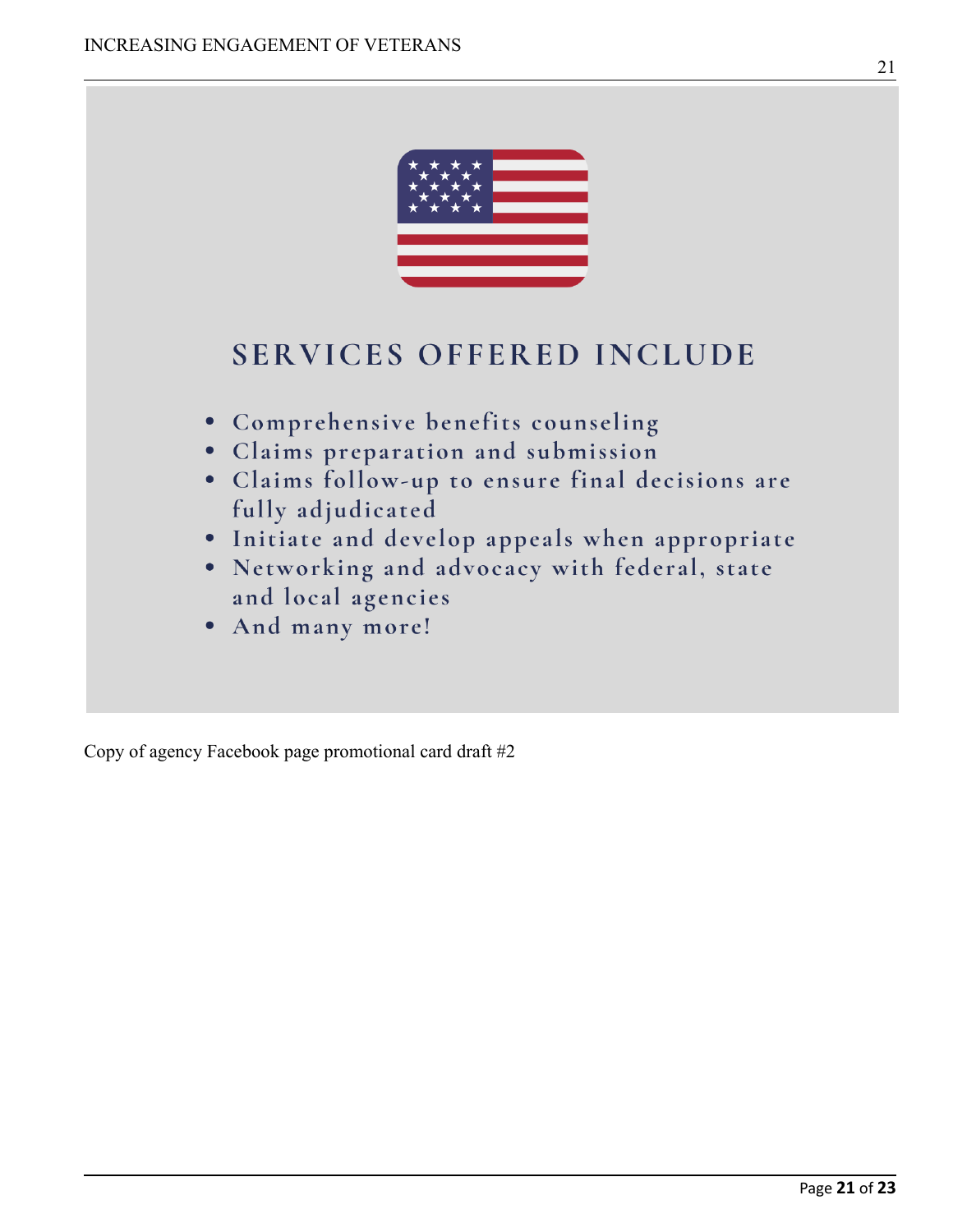## SERVICES OFFERED INCLUDE

- Comprehensive benefits counseling
- Claims preparation and submission
- Claims follow-up to ensure final decisions are fully adjudicated
- Initiate and develop appeals when appropriate
- Networking and advocacy with federal, state and local agencies
- And many more!

Copy of agency Facebook page promotional card draft #2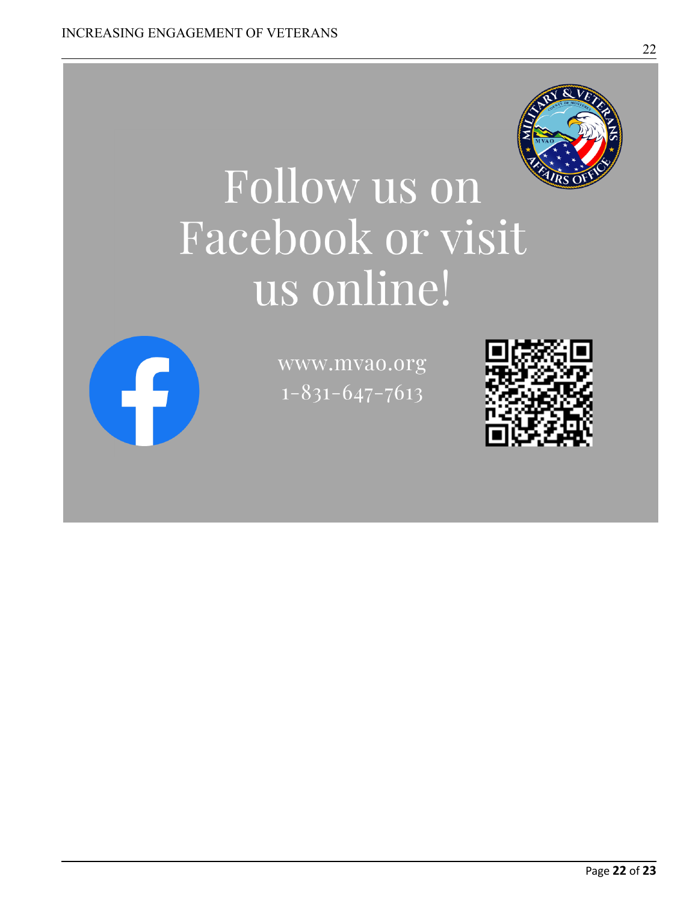# Follow us on Facebook or visit us online!

www.mvao.org
1-831-647-7613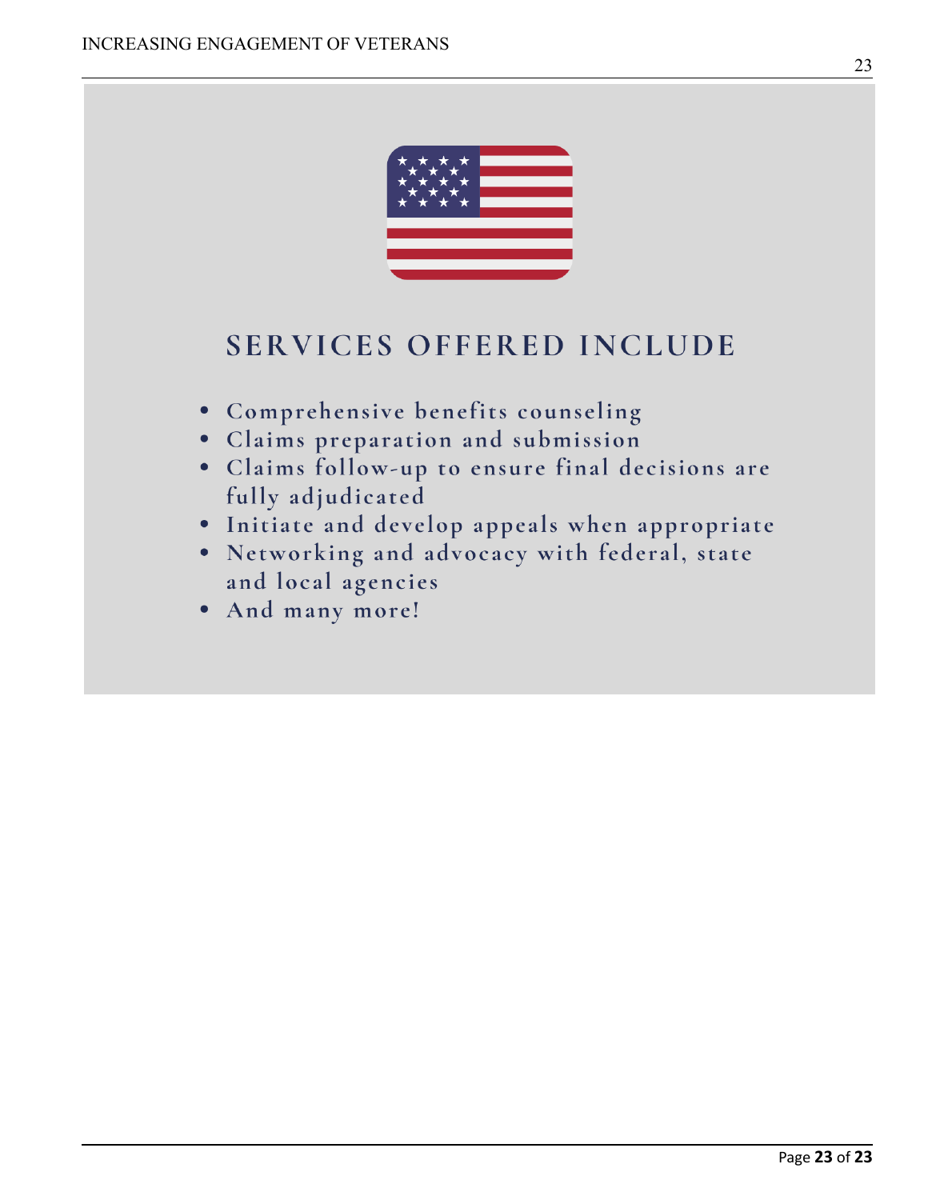## SERVICES OFFERED INCLUDE

- Comprehensive benefits counseling
- Claims preparation and submission
- Claims follow-up to ensure final decisions are fully adjudicated
- Initiate and develop appeals when appropriate
- Networking and advocacy with federal, state and local agencies
- And many more!